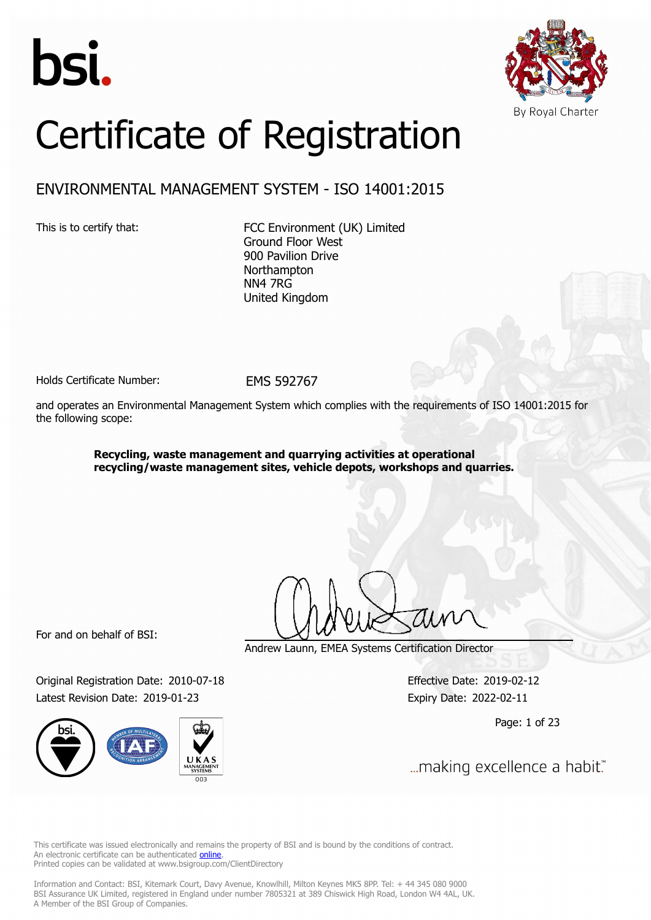bsi.

By Royal Charter

# Certificate of Registration

## ENVIRONMENTAL MANAGEMENT SYSTEM - ISO 14001:2015

This is to certify that:

FCC Environment (UK) Limited
Ground Floor West
900 Pavilion Drive
Northampton
NN4 7RG
United Kingdom

Holds Certificate Number: EMS 592767

and operates an Environmental Management System which complies with the requirements of ISO 14001:2015 for the following scope:

**Recycling, waste management and quarrying activities at operational recycling/waste management sites, vehicle depots, workshops and quarries.**

For and on behalf of BSI:

Andrew Launn, EMEA Systems Certification Director

Original Registration Date: 2010-07-18
Latest Revision Date: 2019-01-23

Effective Date: 2019-02-12
Expiry Date: 2022-02-11

...making excellence a habit.™

This certificate was issued electronically and remains the property of BSI and is bound by the conditions of contract.
An electronic certificate can be authenticated online.
Printed copies can be validated at www.bsigroup.com/ClientDirectory

Information and Contact: BSI, Kitemark Court, Davy Avenue, Knowlhill, Milton Keynes MK5 8PP. Tel: + 44 345 080 9000
BSI Assurance UK Limited, registered in England under number 7805321 at 389 Chiswick High Road, London W4 4AL, UK.
A Member of the BSI Group of Companies.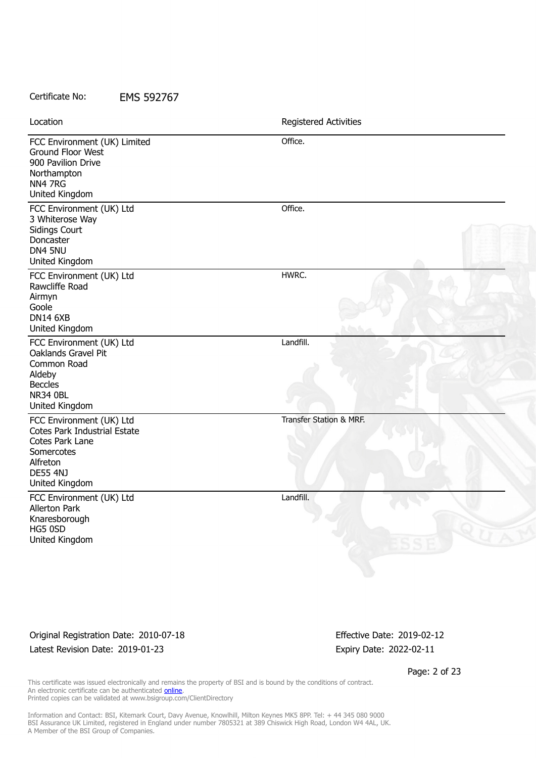Certificate No: EMS 592767

| Location | Registered Activities |
| --- | --- |
| FCC Environment (UK) Limited<br>Ground Floor West<br>900 Pavilion Drive<br>Northampton<br>NN4 7RG<br>United Kingdom | Office. |
| FCC Environment (UK) Ltd<br>3 Whiterose Way<br>Sidings Court<br>Doncaster<br>DN4 5NU<br>United Kingdom | Office. |
| FCC Environment (UK) Ltd<br>Rawcliffe Road<br>Airmyn<br>Goole<br>DN14 6XB<br>United Kingdom | HWRC. |
| FCC Environment (UK) Ltd<br>Oaklands Gravel Pit<br>Common Road<br>Aldeby<br>Beccles<br>NR34 0BL<br>United Kingdom | Landfill. |
| FCC Environment (UK) Ltd<br>Cotes Park Industrial Estate<br>Cotes Park Lane<br>Somercotes<br>Alfreton<br>DE55 4NJ<br>United Kingdom | Transfer Station & MRF. |
| FCC Environment (UK) Ltd<br>Allerton Park<br>Knaresborough<br>HG5 0SD<br>United Kingdom | Landfill. |

Original Registration Date: 2010-07-18
Latest Revision Date: 2019-01-23

Effective Date: 2019-02-12
Expiry Date: 2022-02-11

This certificate was issued electronically and remains the property of BSI and is bound by the conditions of contract.
An electronic certificate can be authenticated online.
Printed copies can be validated at www.bsigroup.com/ClientDirectory

Information and Contact: BSI, Kitemark Court, Davy Avenue, Knowlhill, Milton Keynes MK5 8PP. Tel: + 44 345 080 9000
BSI Assurance UK Limited, registered in England under number 7805321 at 389 Chiswick High Road, London W4 4AL, UK.
A Member of the BSI Group of Companies.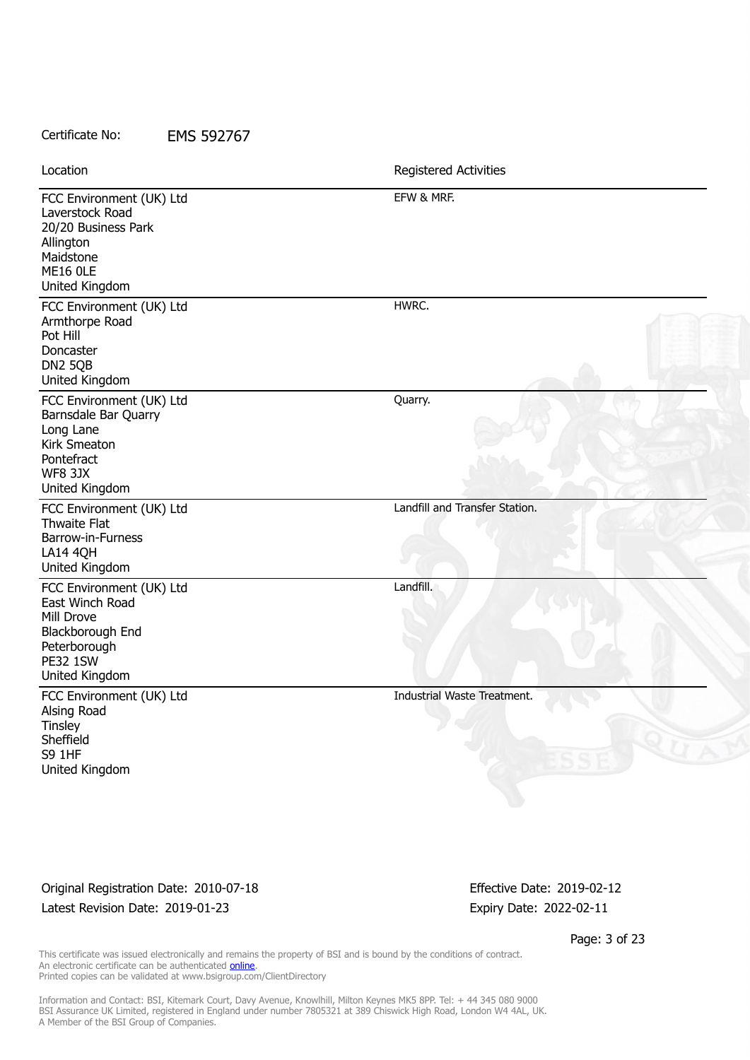Certificate No: EMS 592767

| Location | Registered Activities |
|---|---|
| FCC Environment (UK) Ltd<br>Laverstock Road<br>20/20 Business Park<br>Allington<br>Maidstone<br>ME16 0LE<br>United Kingdom | EFW & MRF. |
| FCC Environment (UK) Ltd<br>Armthorpe Road<br>Pot Hill<br>Doncaster<br>DN2 5QB<br>United Kingdom | HWRC. |
| FCC Environment (UK) Ltd<br>Barnsdale Bar Quarry<br>Long Lane<br>Kirk Smeaton<br>Pontefract<br>WF8 3JX<br>United Kingdom | Quarry. |
| FCC Environment (UK) Ltd<br>Thwaite Flat<br>Barrow-in-Furness<br>LA14 4QH<br>United Kingdom | Landfill and Transfer Station. |
| FCC Environment (UK) Ltd<br>East Winch Road<br>Mill Drove<br>Blackborough End<br>Peterborough<br>PE32 1SW<br>United Kingdom | Landfill. |
| FCC Environment (UK) Ltd<br>Alsing Road<br>Tinsley<br>Sheffield<br>S9 1HF<br>United Kingdom | Industrial Waste Treatment. |

Original Registration Date: 2010-07-18
Latest Revision Date: 2019-01-23

Effective Date: 2019-02-12
Expiry Date: 2022-02-11

This certificate was issued electronically and remains the property of BSI and is bound by the conditions of contract.
An electronic certificate can be authenticated online.
Printed copies can be validated at www.bsigroup.com/ClientDirectory

Information and Contact: BSI, Kitemark Court, Davy Avenue, Knowlhill, Milton Keynes MK5 8PP. Tel: + 44 345 080 9000
BSI Assurance UK Limited, registered in England under number 7805321 at 389 Chiswick High Road, London W4 4AL, UK.
A Member of the BSI Group of Companies.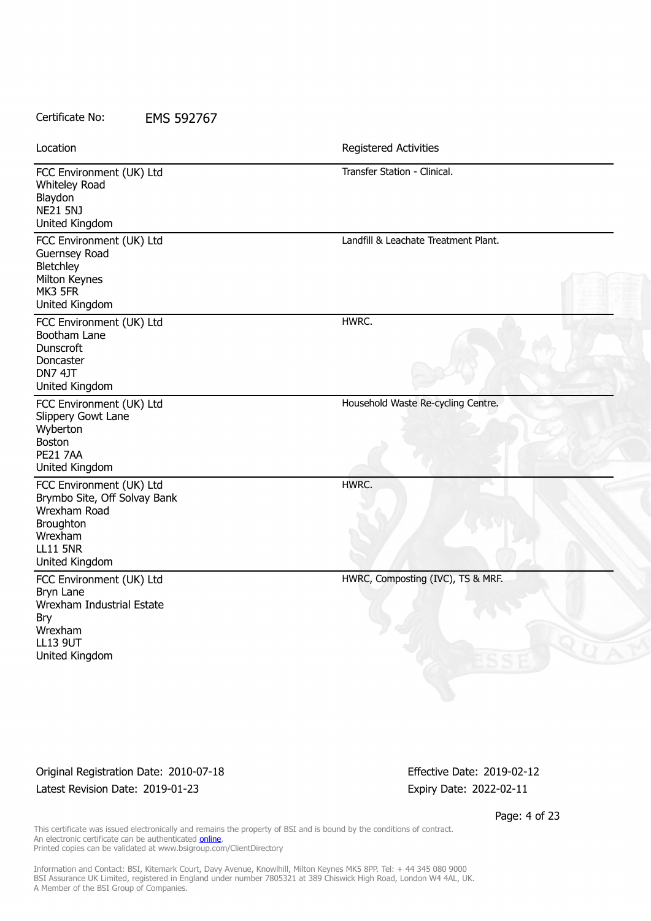Certificate No: EMS 592767

| Location | Registered Activities |
| --- | --- |
| FCC Environment (UK) Ltd<br>Whiteley Road<br>Blaydon<br>NE21 5NJ<br>United Kingdom | Transfer Station - Clinical. |
| FCC Environment (UK) Ltd<br>Guernsey Road<br>Bletchley<br>Milton Keynes<br>MK3 5FR<br>United Kingdom | Landfill & Leachate Treatment Plant. |
| FCC Environment (UK) Ltd<br>Bootham Lane<br>Dunscroft<br>Doncaster<br>DN7 4JT<br>United Kingdom | HWRC. |
| FCC Environment (UK) Ltd<br>Slippery Gowt Lane<br>Wyberton<br>Boston<br>PE21 7AA<br>United Kingdom | Household Waste Re-cycling Centre. |
| FCC Environment (UK) Ltd<br>Brymbo Site, Off Solvay Bank<br>Wrexham Road<br>Broughton<br>Wrexham<br>LL11 5NR<br>United Kingdom | HWRC. |
| FCC Environment (UK) Ltd<br>Bryn Lane<br>Wrexham Industrial Estate<br>Bry<br>Wrexham<br>LL13 9UT<br>United Kingdom | HWRC, Composting (IVC), TS & MRF. |

Original Registration Date: 2010-07-18

Latest Revision Date: 2019-01-23

Effective Date: 2019-02-12

Expiry Date: 2022-02-11

This certificate was issued electronically and remains the property of BSI and is bound by the conditions of contract.
An electronic certificate can be authenticated online.
Printed copies can be validated at www.bsigroup.com/ClientDirectory

Information and Contact: BSI, Kitemark Court, Davy Avenue, Knowlhill, Milton Keynes MK5 8PP. Tel: + 44 345 080 9000
BSI Assurance UK Limited, registered in England under number 7805321 at 389 Chiswick High Road, London W4 4AL, UK.
A Member of the BSI Group of Companies.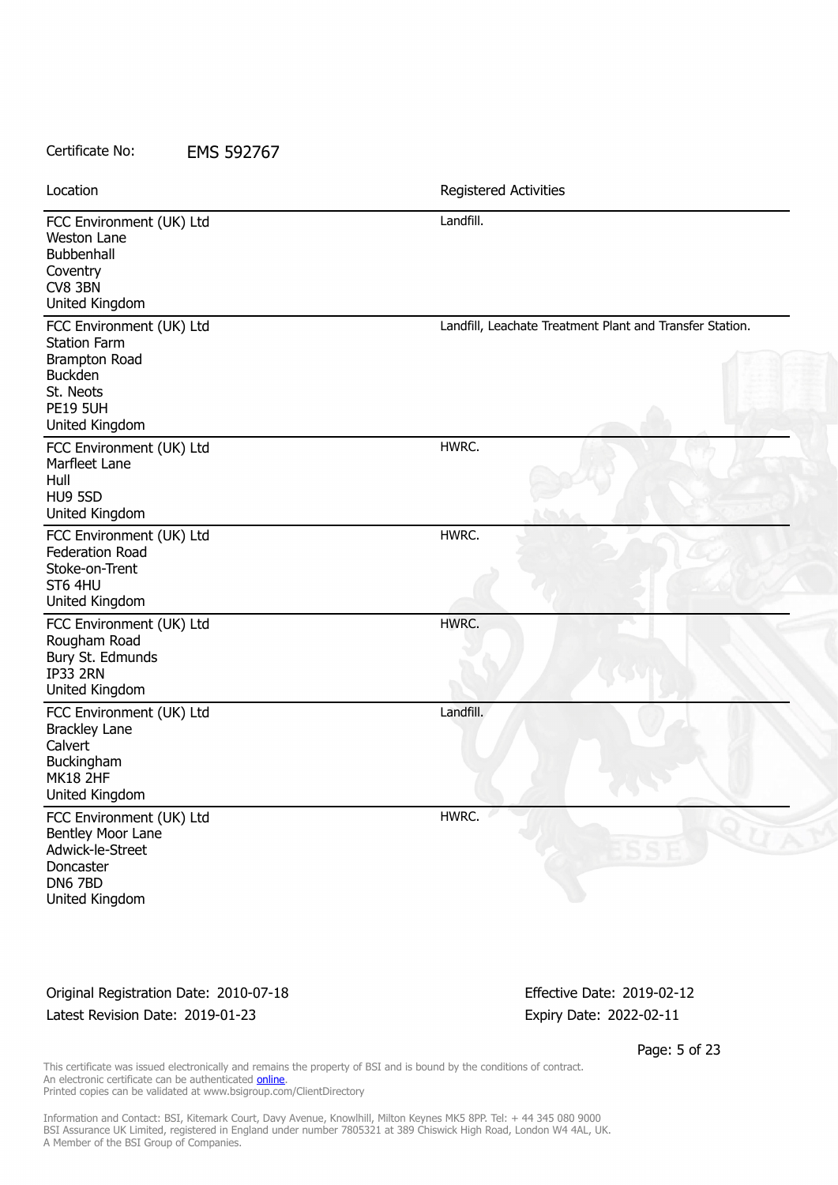Certificate No: EMS 592767

| Location | Registered Activities |
| --- | --- |
| FCC Environment (UK) Ltd<br>Weston Lane<br>Bubbenhall<br>Coventry<br>CV8 3BN<br>United Kingdom | Landfill. |
| FCC Environment (UK) Ltd<br>Station Farm<br>Brampton Road<br>Buckden<br>St. Neots<br>PE19 5UH<br>United Kingdom | Landfill, Leachate Treatment Plant and Transfer Station. |
| FCC Environment (UK) Ltd<br>Marfleet Lane<br>Hull<br>HU9 5SD<br>United Kingdom | HWRC. |
| FCC Environment (UK) Ltd<br>Federation Road<br>Stoke-on-Trent<br>ST6 4HU<br>United Kingdom | HWRC. |
| FCC Environment (UK) Ltd<br>Rougham Road<br>Bury St. Edmunds<br>IP33 2RN<br>United Kingdom | HWRC. |
| FCC Environment (UK) Ltd<br>Brackley Lane<br>Calvert<br>Buckingham<br>MK18 2HF<br>United Kingdom | Landfill. |
| FCC Environment (UK) Ltd<br>Bentley Moor Lane<br>Adwick-le-Street<br>Doncaster<br>DN6 7BD<br>United Kingdom | HWRC. |

Original Registration Date: 2010-07-18
Latest Revision Date: 2019-01-23

Effective Date: 2019-02-12
Expiry Date: 2022-02-11

This certificate was issued electronically and remains the property of BSI and is bound by the conditions of contract.
An electronic certificate can be authenticated online.
Printed copies can be validated at www.bsigroup.com/ClientDirectory

Information and Contact: BSI, Kitemark Court, Davy Avenue, Knowlhill, Milton Keynes MK5 8PP. Tel: + 44 345 080 9000
BSI Assurance UK Limited, registered in England under number 7805321 at 389 Chiswick High Road, London W4 4AL, UK.
A Member of the BSI Group of Companies.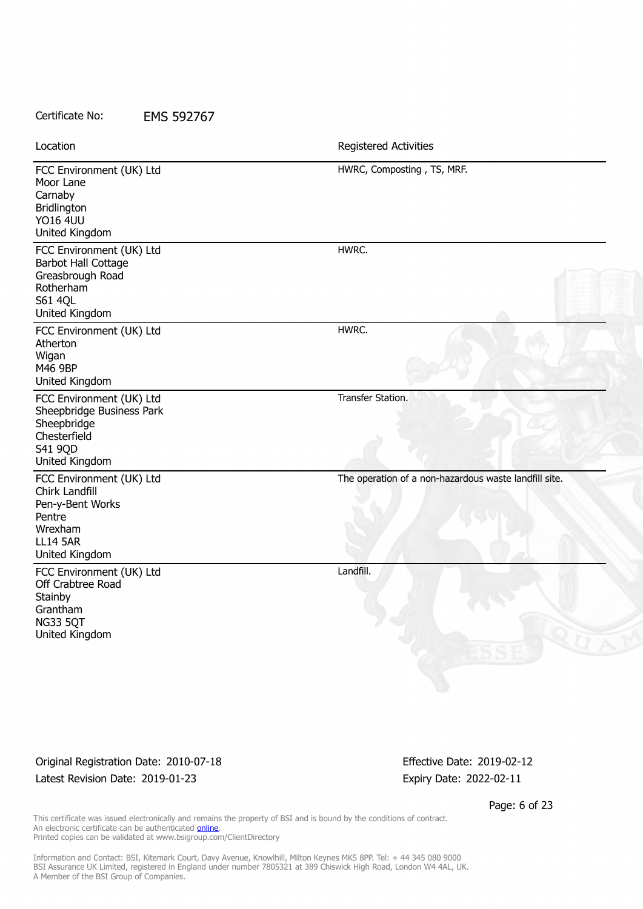Certificate No: EMS 592767

| Location | Registered Activities |
| --- | --- |
| FCC Environment (UK) Ltd<br>Moor Lane<br>Carnaby<br>Bridlington<br>YO16 4UU<br>United Kingdom | HWRC, Composting , TS, MRF. |
| FCC Environment (UK) Ltd<br>Barbot Hall Cottage<br>Greasbrough Road<br>Rotherham<br>S61 4QL<br>United Kingdom | HWRC. |
| FCC Environment (UK) Ltd<br>Atherton<br>Wigan<br>M46 9BP<br>United Kingdom | HWRC. |
| FCC Environment (UK) Ltd<br>Sheepbridge Business Park<br>Sheepbridge<br>Chesterfield<br>S41 9QD<br>United Kingdom | Transfer Station. |
| FCC Environment (UK) Ltd<br>Chirk Landfill<br>Pen-y-Bent Works<br>Pentre<br>Wrexham<br>LL14 5AR<br>United Kingdom | The operation of a non-hazardous waste landfill site. |
| FCC Environment (UK) Ltd<br>Off Crabtree Road<br>Stainby<br>Grantham<br>NG33 5QT<br>United Kingdom | Landfill. |

Original Registration Date: 2010-07-18

Latest Revision Date: 2019-01-23

Effective Date: 2019-02-12

Expiry Date: 2022-02-11

This certificate was issued electronically and remains the property of BSI and is bound by the conditions of contract.
An electronic certificate can be authenticated online.
Printed copies can be validated at www.bsigroup.com/ClientDirectory

Information and Contact: BSI, Kitemark Court, Davy Avenue, Knowlhill, Milton Keynes MK5 8PP. Tel: + 44 345 080 9000
BSI Assurance UK Limited, registered in England under number 7805321 at 389 Chiswick High Road, London W4 4AL, UK.
A Member of the BSI Group of Companies.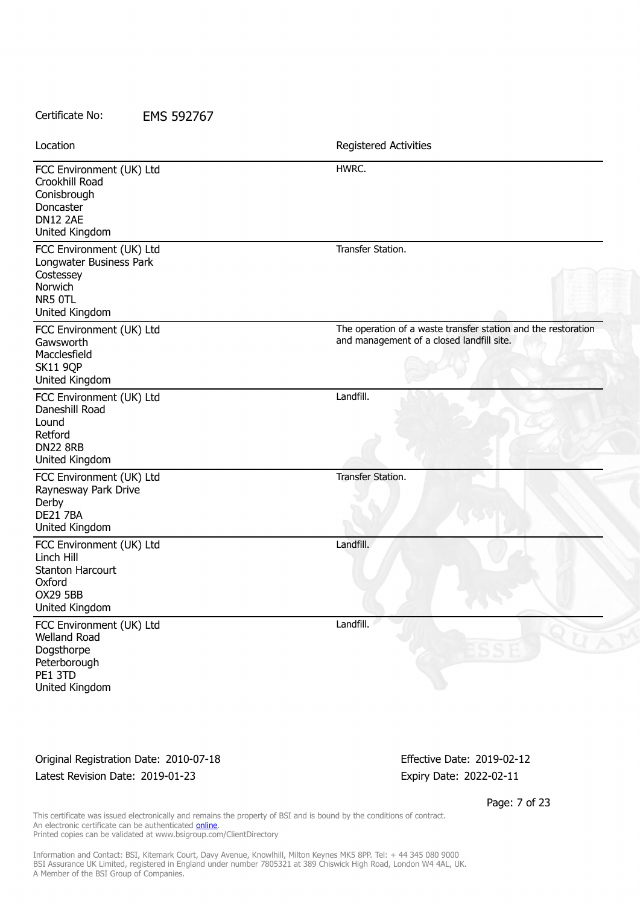Certificate No: EMS 592767

| Location | Registered Activities |
| --- | --- |
| FCC Environment (UK) Ltd<br>Crookhill Road<br>Conisbrough<br>Doncaster<br>DN12 2AE<br>United Kingdom | HWRC. |
| FCC Environment (UK) Ltd<br>Longwater Business Park<br>Costessey<br>Norwich<br>NR5 0TL<br>United Kingdom | Transfer Station. |
| FCC Environment (UK) Ltd<br>Gawsworth<br>Macclesfield<br>SK11 9QP<br>United Kingdom | The operation of a waste transfer station and the restoration and management of a closed landfill site. |
| FCC Environment (UK) Ltd<br>Daneshill Road<br>Lound<br>Retford<br>DN22 8RB<br>United Kingdom | Landfill. |
| FCC Environment (UK) Ltd<br>Raynesway Park Drive<br>Derby<br>DE21 7BA<br>United Kingdom | Transfer Station. |
| FCC Environment (UK) Ltd<br>Linch Hill<br>Stanton Harcourt<br>Oxford<br>OX29 5BB<br>United Kingdom | Landfill. |
| FCC Environment (UK) Ltd<br>Welland Road<br>Dogsthorpe<br>Peterborough<br>PE1 3TD<br>United Kingdom | Landfill. |

Original Registration Date: 2010-07-18
Latest Revision Date: 2019-01-23

Effective Date: 2019-02-12
Expiry Date: 2022-02-11

This certificate was issued electronically and remains the property of BSI and is bound by the conditions of contract.
An electronic certificate can be authenticated online.
Printed copies can be validated at www.bsigroup.com/ClientDirectory

Information and Contact: BSI, Kitemark Court, Davy Avenue, Knowlhill, Milton Keynes MK5 8PP. Tel: + 44 345 080 9000
BSI Assurance UK Limited, registered in England under number 7805321 at 389 Chiswick High Road, London W4 4AL, UK.
A Member of the BSI Group of Companies.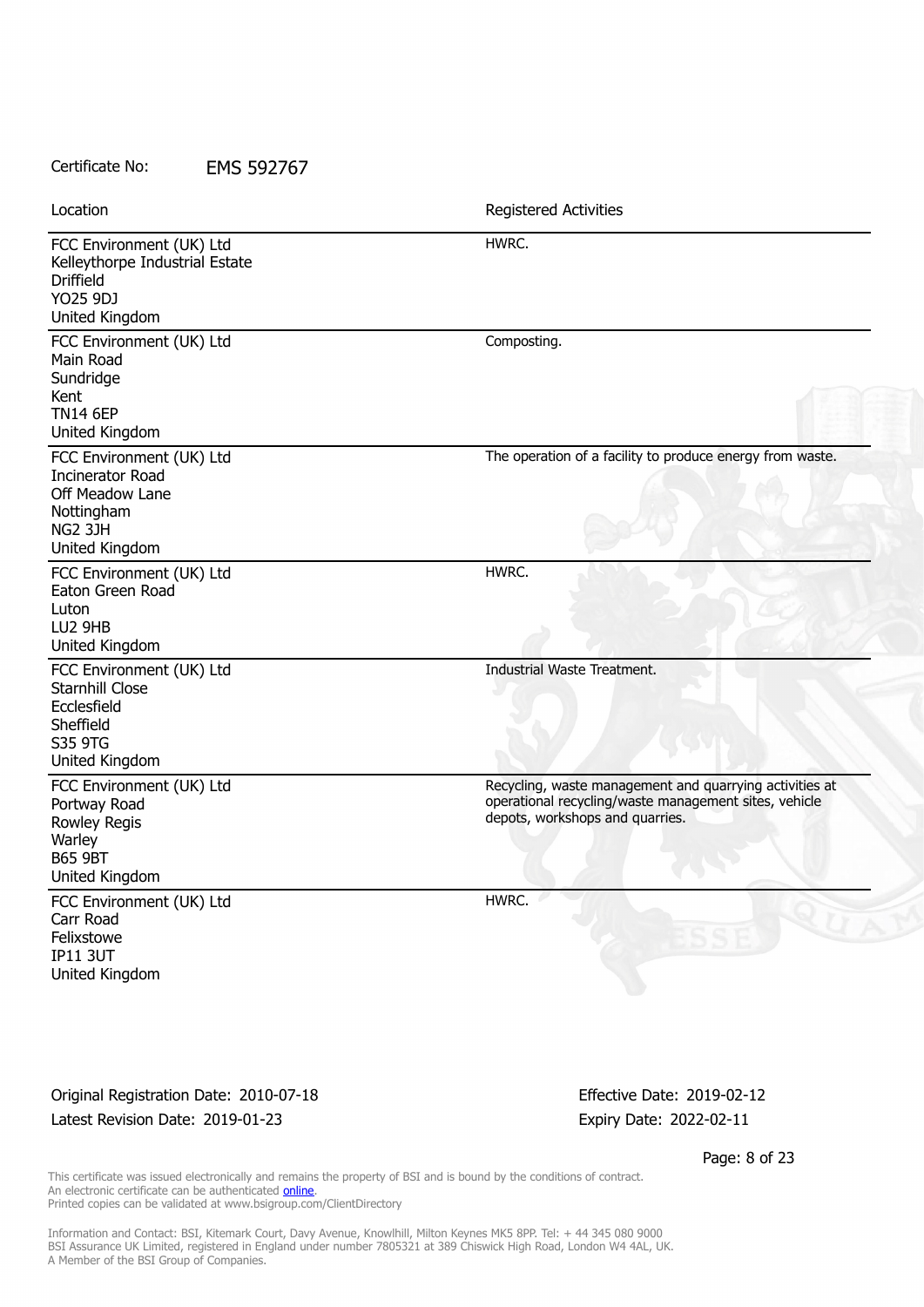Certificate No: EMS 592767

| Location | Registered Activities |
| --- | --- |
| FCC Environment (UK) Ltd<br>Kelleythorpe Industrial Estate<br>Driffield<br>YO25 9DJ<br>United Kingdom | HWRC. |
| FCC Environment (UK) Ltd<br>Main Road<br>Sundridge<br>Kent<br>TN14 6EP<br>United Kingdom | Composting. |
| FCC Environment (UK) Ltd<br>Incinerator Road<br>Off Meadow Lane<br>Nottingham<br>NG2 3JH<br>United Kingdom | The operation of a facility to produce energy from waste. |
| FCC Environment (UK) Ltd<br>Eaton Green Road<br>Luton<br>LU2 9HB<br>United Kingdom | HWRC. |
| FCC Environment (UK) Ltd<br>Starnhill Close<br>Ecclesfield<br>Sheffield<br>S35 9TG<br>United Kingdom | Industrial Waste Treatment. |
| FCC Environment (UK) Ltd<br>Portway Road<br>Rowley Regis<br>Warley<br>B65 9BT<br>United Kingdom | Recycling, waste management and quarrying activities at operational recycling/waste management sites, vehicle depots, workshops and quarries. |
| FCC Environment (UK) Ltd<br>Carr Road<br>Felixstowe<br>IP11 3UT<br>United Kingdom | HWRC. |

Original Registration Date: 2010-07-18

Latest Revision Date: 2019-01-23

Effective Date: 2019-02-12

Expiry Date: 2022-02-11

This certificate was issued electronically and remains the property of BSI and is bound by the conditions of contract.
An electronic certificate can be authenticated online.
Printed copies can be validated at www.bsigroup.com/ClientDirectory

Information and Contact: BSI, Kitemark Court, Davy Avenue, Knowlhill, Milton Keynes MK5 8PP. Tel: + 44 345 080 9000
BSI Assurance UK Limited, registered in England under number 7805321 at 389 Chiswick High Road, London W4 4AL, UK.
A Member of the BSI Group of Companies.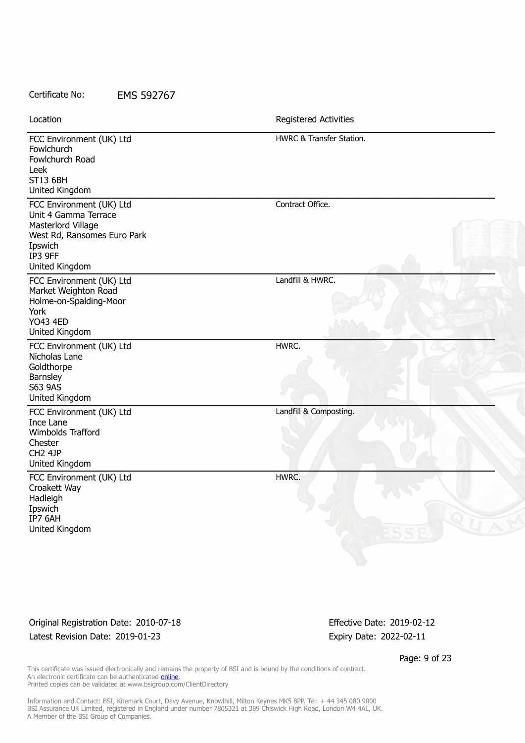Certificate No: EMS 592767

| Location | Registered Activities |
| --- | --- |
| FCC Environment (UK) Ltd<br>Fowlchurch<br>Fowlchurch Road<br>Leek<br>ST13 6BH<br>United Kingdom | HWRC & Transfer Station. |
| FCC Environment (UK) Ltd<br>Unit 4 Gamma Terrace<br>Masterlord Village<br>West Rd, Ransomes Euro Park<br>Ipswich<br>IP3 9FF<br>United Kingdom | Contract Office. |
| FCC Environment (UK) Ltd<br>Market Weighton Road<br>Holme-on-Spalding-Moor<br>York<br>YO43 4ED<br>United Kingdom | Landfill & HWRC. |
| FCC Environment (UK) Ltd<br>Nicholas Lane<br>Goldthorpe<br>Barnsley<br>S63 9AS<br>United Kingdom | HWRC. |
| FCC Environment (UK) Ltd<br>Ince Lane<br>Wimbolds Trafford<br>Chester<br>CH2 4JP<br>United Kingdom | Landfill & Composting. |
| FCC Environment (UK) Ltd<br>Croakett Way<br>Hadleigh<br>Ipswich<br>IP7 6AH<br>United Kingdom | HWRC. |

Original Registration Date: 2010-07-18
Latest Revision Date: 2019-01-23

Effective Date: 2019-02-12
Expiry Date: 2022-02-11

This certificate was issued electronically and remains the property of BSI and is bound by the conditions of contract.
An electronic certificate can be authenticated online.
Printed copies can be validated at www.bsigroup.com/ClientDirectory

Information and Contact: BSI, Kitemark Court, Davy Avenue, Knowlhill, Milton Keynes MK5 8PP. Tel: + 44 345 080 9000
BSI Assurance UK Limited, registered in England under number 7805321 at 389 Chiswick High Road, London W4 4AL, UK.
A Member of the BSI Group of Companies.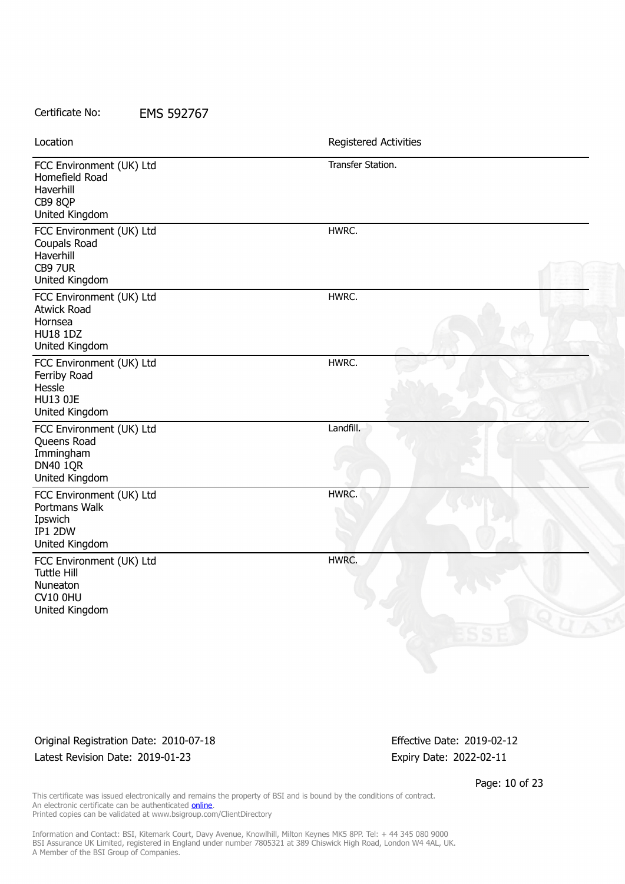Certificate No: EMS 592767

| Location | Registered Activities |
| --- | --- |
| FCC Environment (UK) Ltd<br>Homefield Road<br>Haverhill<br>CB9 8QP<br>United Kingdom | Transfer Station. |
| FCC Environment (UK) Ltd<br>Coupals Road<br>Haverhill<br>CB9 7UR<br>United Kingdom | HWRC. |
| FCC Environment (UK) Ltd<br>Atwick Road<br>Hornsea<br>HU18 1DZ<br>United Kingdom | HWRC. |
| FCC Environment (UK) Ltd<br>Ferriby Road<br>Hessle<br>HU13 0JE<br>United Kingdom | HWRC. |
| FCC Environment (UK) Ltd<br>Queens Road<br>Immingham<br>DN40 1QR<br>United Kingdom | Landfill. |
| FCC Environment (UK) Ltd<br>Portmans Walk<br>Ipswich<br>IP1 2DW<br>United Kingdom | HWRC. |
| FCC Environment (UK) Ltd<br>Tuttle Hill<br>Nuneaton<br>CV10 0HU<br>United Kingdom | HWRC. |

Original Registration Date: 2010-07-18

Latest Revision Date: 2019-01-23

Effective Date: 2019-02-12

Expiry Date: 2022-02-11

This certificate was issued electronically and remains the property of BSI and is bound by the conditions of contract.
An electronic certificate can be authenticated online.
Printed copies can be validated at www.bsigroup.com/ClientDirectory

Information and Contact: BSI, Kitemark Court, Davy Avenue, Knowlhill, Milton Keynes MK5 8PP. Tel: + 44 345 080 9000
BSI Assurance UK Limited, registered in England under number 7805321 at 389 Chiswick High Road, London W4 4AL, UK.
A Member of the BSI Group of Companies.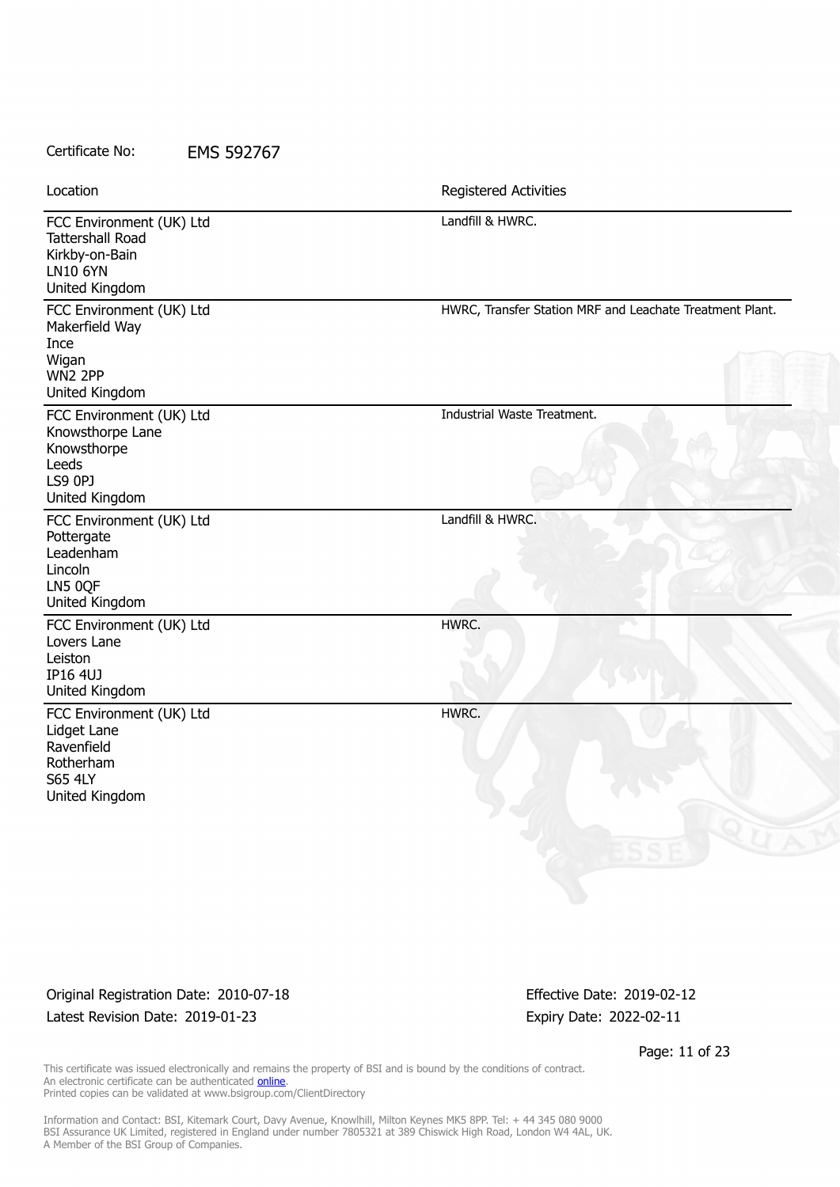Certificate No: EMS 592767

| Location | Registered Activities |
| --- | --- |
| FCC Environment (UK) Ltd<br>Tattershall Road<br>Kirkby-on-Bain<br>LN10 6YN<br>United Kingdom | Landfill & HWRC. |
| FCC Environment (UK) Ltd<br>Makerfield Way<br>Ince<br>Wigan<br>WN2 2PP<br>United Kingdom | HWRC, Transfer Station MRF and Leachate Treatment Plant. |
| FCC Environment (UK) Ltd<br>Knowsthorpe Lane<br>Knowsthorpe<br>Leeds<br>LS9 0PJ<br>United Kingdom | Industrial Waste Treatment. |
| FCC Environment (UK) Ltd<br>Pottergate<br>Leadenham<br>Lincoln<br>LN5 0QF<br>United Kingdom | Landfill & HWRC. |
| FCC Environment (UK) Ltd<br>Lovers Lane<br>Leiston<br>IP16 4UJ<br>United Kingdom | HWRC. |
| FCC Environment (UK) Ltd<br>Lidget Lane<br>Ravenfield<br>Rotherham<br>S65 4LY<br>United Kingdom | HWRC. |

Original Registration Date: 2010-07-18
Latest Revision Date: 2019-01-23

Effective Date: 2019-02-12
Expiry Date: 2022-02-11

This certificate was issued electronically and remains the property of BSI and is bound by the conditions of contract.
An electronic certificate can be authenticated online.
Printed copies can be validated at www.bsigroup.com/ClientDirectory

Information and Contact: BSI, Kitemark Court, Davy Avenue, Knowlhill, Milton Keynes MK5 8PP. Tel: + 44 345 080 9000
BSI Assurance UK Limited, registered in England under number 7805321 at 389 Chiswick High Road, London W4 4AL, UK.
A Member of the BSI Group of Companies.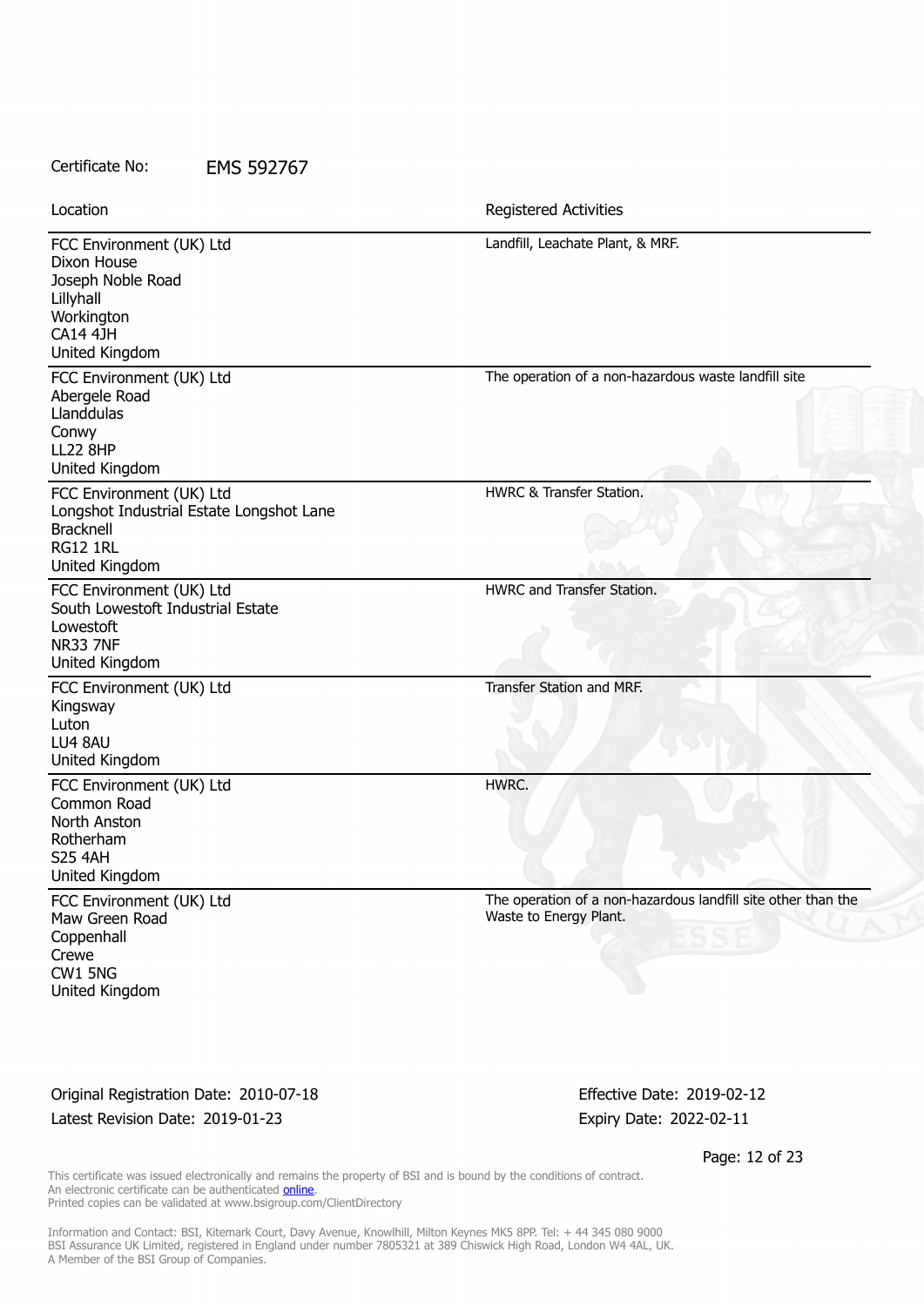Certificate No: EMS 592767

| Location | Registered Activities |
| --- | --- |
| FCC Environment (UK) Ltd<br>Dixon House<br>Joseph Noble Road<br>Lillyhall<br>Workington<br>CA14 4JH<br>United Kingdom | Landfill, Leachate Plant, & MRF. |
| FCC Environment (UK) Ltd<br>Abergele Road<br>Llanddulas<br>Conwy<br>LL22 8HP<br>United Kingdom | The operation of a non-hazardous waste landfill site |
| FCC Environment (UK) Ltd<br>Longshot Industrial Estate Longshot Lane<br>Bracknell<br>RG12 1RL<br>United Kingdom | HWRC & Transfer Station. |
| FCC Environment (UK) Ltd<br>South Lowestoft Industrial Estate<br>Lowestoft<br>NR33 7NF<br>United Kingdom | HWRC and Transfer Station. |
| FCC Environment (UK) Ltd<br>Kingsway<br>Luton<br>LU4 8AU<br>United Kingdom | Transfer Station and MRF. |
| FCC Environment (UK) Ltd<br>Common Road<br>North Anston<br>Rotherham<br>S25 4AH<br>United Kingdom | HWRC. |
| FCC Environment (UK) Ltd<br>Maw Green Road<br>Coppenhall<br>Crewe<br>CW1 5NG<br>United Kingdom | The operation of a non-hazardous landfill site other than the Waste to Energy Plant. |

Original Registration Date: 2010-07-18
Latest Revision Date: 2019-01-23

Effective Date: 2019-02-12
Expiry Date: 2022-02-11

This certificate was issued electronically and remains the property of BSI and is bound by the conditions of contract.
An electronic certificate can be authenticated online.
Printed copies can be validated at www.bsigroup.com/ClientDirectory

Information and Contact: BSI, Kitemark Court, Davy Avenue, Knowlhill, Milton Keynes MK5 8PP. Tel: + 44 345 080 9000
BSI Assurance UK Limited, registered in England under number 7805321 at 389 Chiswick High Road, London W4 4AL, UK.
A Member of the BSI Group of Companies.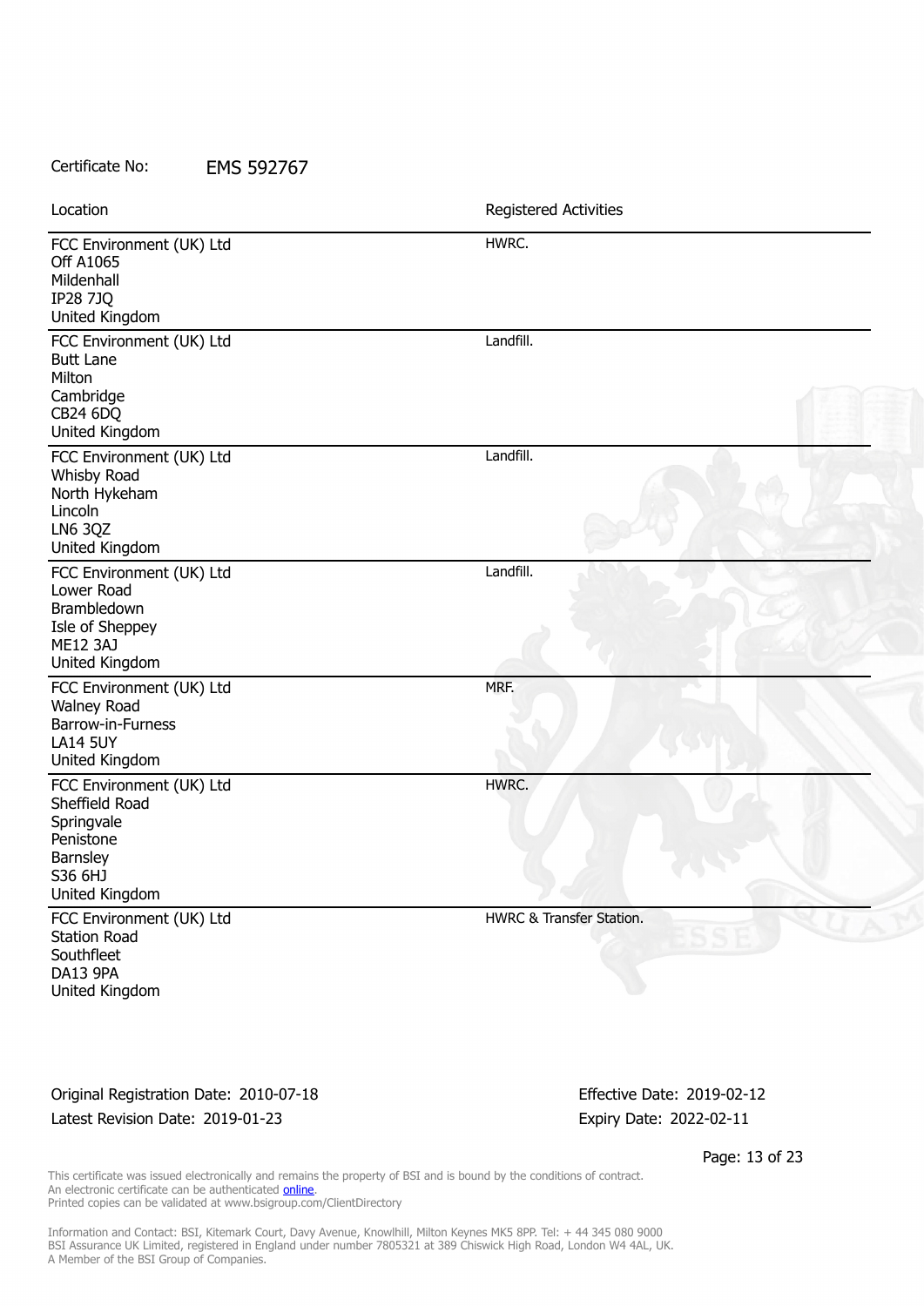Certificate No: EMS 592767

| Location | Registered Activities |
| --- | --- |
| FCC Environment (UK) Ltd<br>Off A1065<br>Mildenhall<br>IP28 7JQ<br>United Kingdom | HWRC. |
| FCC Environment (UK) Ltd<br>Butt Lane<br>Milton<br>Cambridge<br>CB24 6DQ<br>United Kingdom | Landfill. |
| FCC Environment (UK) Ltd<br>Whisby Road<br>North Hykeham<br>Lincoln<br>LN6 3QZ<br>United Kingdom | Landfill. |
| FCC Environment (UK) Ltd<br>Lower Road<br>Brambledown<br>Isle of Sheppey<br>ME12 3AJ<br>United Kingdom | Landfill. |
| FCC Environment (UK) Ltd<br>Walney Road<br>Barrow-in-Furness<br>LA14 5UY<br>United Kingdom | MRF. |
| FCC Environment (UK) Ltd<br>Sheffield Road<br>Springvale<br>Penistone<br>Barnsley<br>S36 6HJ<br>United Kingdom | HWRC. |
| FCC Environment (UK) Ltd<br>Station Road<br>Southfleet<br>DA13 9PA<br>United Kingdom | HWRC & Transfer Station. |

Original Registration Date: 2010-07-18
Latest Revision Date: 2019-01-23

Effective Date: 2019-02-12
Expiry Date: 2022-02-11

This certificate was issued electronically and remains the property of BSI and is bound by the conditions of contract.
An electronic certificate can be authenticated online.
Printed copies can be validated at www.bsigroup.com/ClientDirectory

Information and Contact: BSI, Kitemark Court, Davy Avenue, Knowlhill, Milton Keynes MK5 8PP. Tel: + 44 345 080 9000
BSI Assurance UK Limited, registered in England under number 7805321 at 389 Chiswick High Road, London W4 4AL, UK.
A Member of the BSI Group of Companies.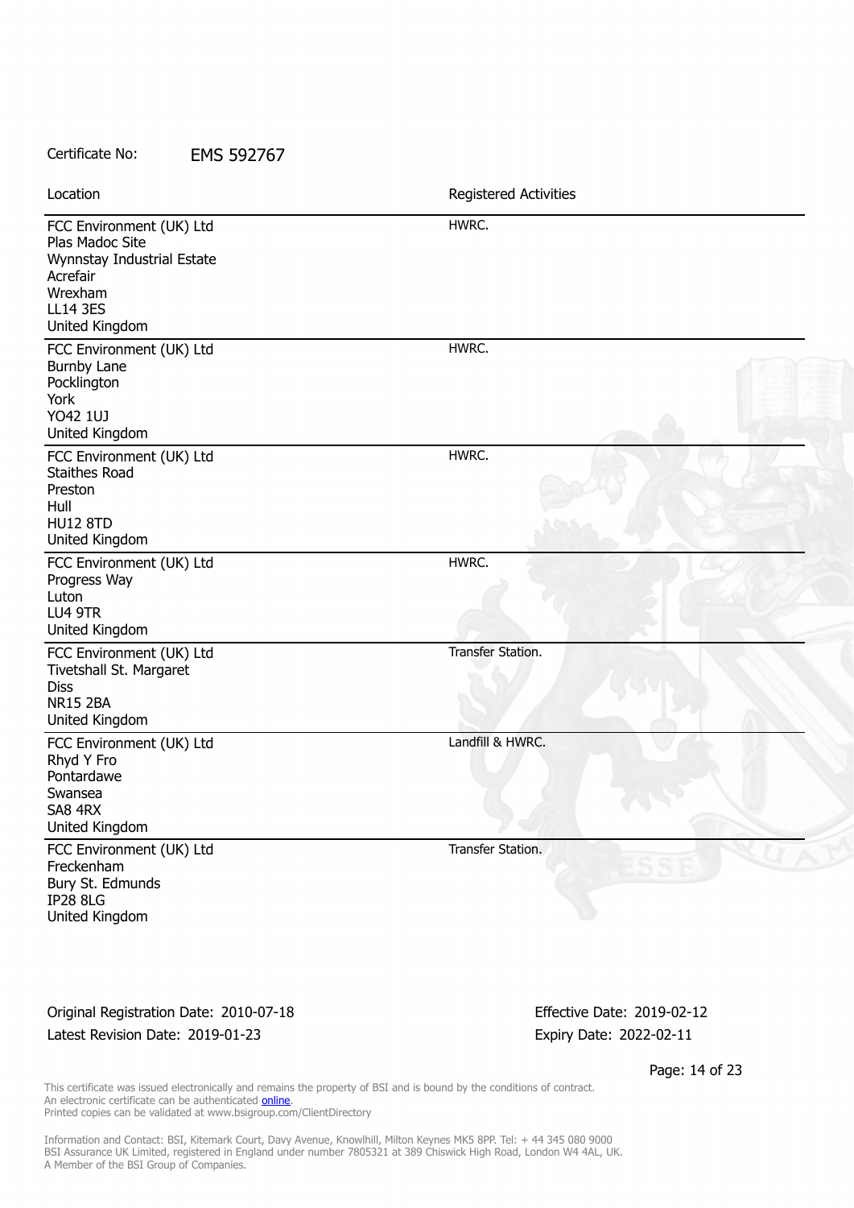Certificate No: EMS 592767

| Location | Registered Activities |
| --- | --- |
| FCC Environment (UK) Ltd<br>Plas Madoc Site<br>Wynnstay Industrial Estate<br>Acrefair<br>Wrexham<br>LL14 3ES<br>United Kingdom | HWRC. |
| FCC Environment (UK) Ltd<br>Burnby Lane<br>Pocklington<br>York<br>YO42 1UJ<br>United Kingdom | HWRC. |
| FCC Environment (UK) Ltd<br>Staithes Road<br>Preston<br>Hull<br>HU12 8TD<br>United Kingdom | HWRC. |
| FCC Environment (UK) Ltd<br>Progress Way<br>Luton<br>LU4 9TR<br>United Kingdom | HWRC. |
| FCC Environment (UK) Ltd<br>Tivetshall St. Margaret<br>Diss<br>NR15 2BA<br>United Kingdom | Transfer Station. |
| FCC Environment (UK) Ltd<br>Rhyd Y Fro<br>Pontardawe<br>Swansea<br>SA8 4RX<br>United Kingdom | Landfill & HWRC. |
| FCC Environment (UK) Ltd<br>Freckenham<br>Bury St. Edmunds<br>IP28 8LG<br>United Kingdom | Transfer Station. |

Original Registration Date: 2010-07-18
Latest Revision Date: 2019-01-23

Effective Date: 2019-02-12
Expiry Date: 2022-02-11

This certificate was issued electronically and remains the property of BSI and is bound by the conditions of contract.
An electronic certificate can be authenticated online.
Printed copies can be validated at www.bsigroup.com/ClientDirectory

Information and Contact: BSI, Kitemark Court, Davy Avenue, Knowlhill, Milton Keynes MK5 8PP. Tel: + 44 345 080 9000
BSI Assurance UK Limited, registered in England under number 7805321 at 389 Chiswick High Road, London W4 4AL, UK.
A Member of the BSI Group of Companies.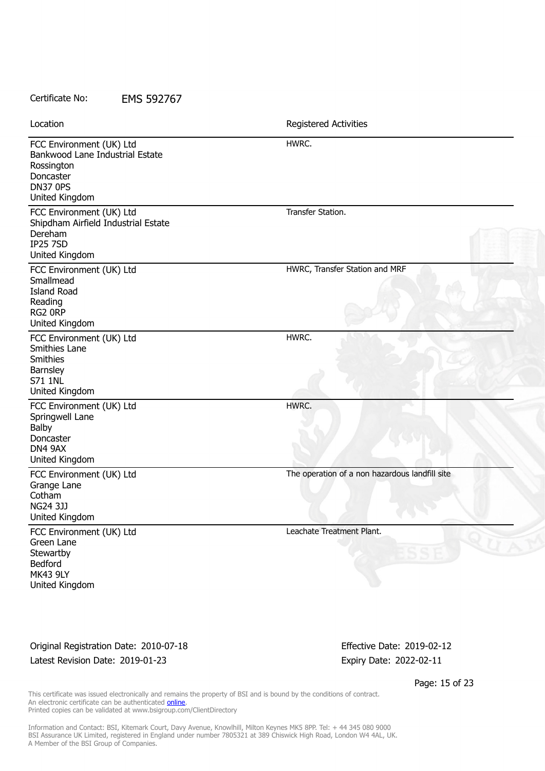Certificate No: EMS 592767

| Location | Registered Activities |
|---|---|
| FCC Environment (UK) Ltd<br>Bankwood Lane Industrial Estate<br>Rossington<br>Doncaster<br>DN37 0PS<br>United Kingdom | HWRC. |
| FCC Environment (UK) Ltd<br>Shipdham Airfield Industrial Estate<br>Dereham<br>IP25 7SD<br>United Kingdom | Transfer Station. |
| FCC Environment (UK) Ltd<br>Smallmead<br>Island Road<br>Reading<br>RG2 0RP<br>United Kingdom | HWRC, Transfer Station and MRF |
| FCC Environment (UK) Ltd<br>Smithies Lane<br>Smithies<br>Barnsley<br>S71 1NL<br>United Kingdom | HWRC. |
| FCC Environment (UK) Ltd<br>Springwell Lane<br>Balby<br>Doncaster<br>DN4 9AX<br>United Kingdom | HWRC. |
| FCC Environment (UK) Ltd<br>Grange Lane<br>Cotham<br>NG24 3JJ<br>United Kingdom | The operation of a non hazardous landfill site |
| FCC Environment (UK) Ltd<br>Green Lane<br>Stewartby<br>Bedford<br>MK43 9LY<br>United Kingdom | Leachate Treatment Plant. |

Original Registration Date: 2010-07-18
Latest Revision Date: 2019-01-23

Effective Date: 2019-02-12
Expiry Date: 2022-02-11

This certificate was issued electronically and remains the property of BSI and is bound by the conditions of contract.
An electronic certificate can be authenticated online.
Printed copies can be validated at www.bsigroup.com/ClientDirectory

Information and Contact: BSI, Kitemark Court, Davy Avenue, Knowlhill, Milton Keynes MK5 8PP. Tel: + 44 345 080 9000
BSI Assurance UK Limited, registered in England under number 7805321 at 389 Chiswick High Road, London W4 4AL, UK.
A Member of the BSI Group of Companies.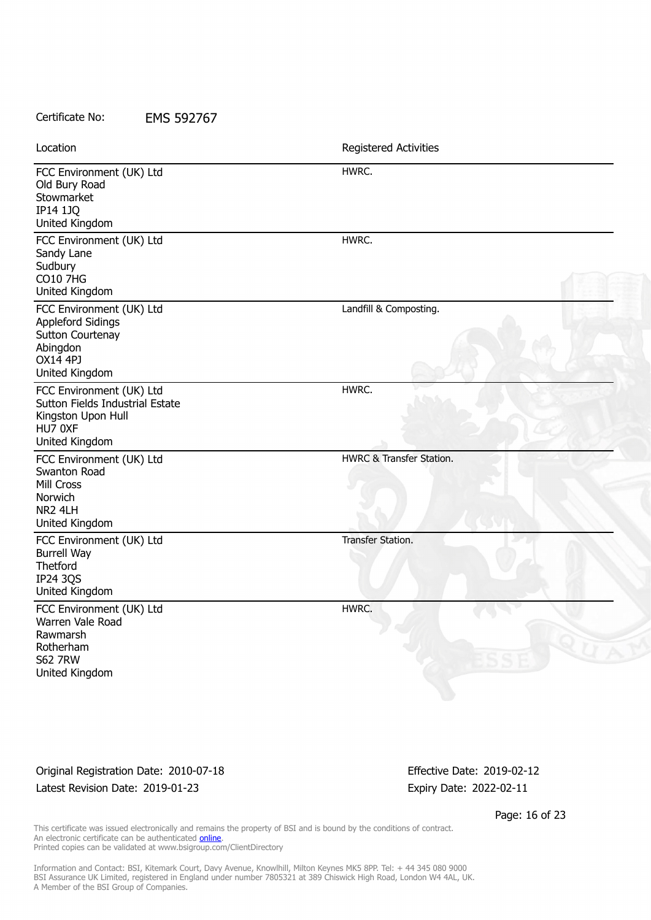Certificate No: EMS 592767

| Location | Registered Activities |
|---|---|
| FCC Environment (UK) Ltd<br>Old Bury Road<br>Stowmarket<br>IP14 1JQ<br>United Kingdom | HWRC. |
| FCC Environment (UK) Ltd<br>Sandy Lane<br>Sudbury<br>CO10 7HG<br>United Kingdom | HWRC. |
| FCC Environment (UK) Ltd<br>Appleford Sidings<br>Sutton Courtenay<br>Abingdon<br>OX14 4PJ<br>United Kingdom | Landfill & Composting. |
| FCC Environment (UK) Ltd<br>Sutton Fields Industrial Estate<br>Kingston Upon Hull<br>HU7 0XF<br>United Kingdom | HWRC. |
| FCC Environment (UK) Ltd<br>Swanton Road<br>Mill Cross<br>Norwich<br>NR2 4LH<br>United Kingdom | HWRC & Transfer Station. |
| FCC Environment (UK) Ltd<br>Burrell Way<br>Thetford<br>IP24 3QS<br>United Kingdom | Transfer Station. |
| FCC Environment (UK) Ltd<br>Warren Vale Road<br>Rawmarsh<br>Rotherham<br>S62 7RW<br>United Kingdom | HWRC. |

Original Registration Date: 2010-07-18
Latest Revision Date: 2019-01-23

Effective Date: 2019-02-12
Expiry Date: 2022-02-11

This certificate was issued electronically and remains the property of BSI and is bound by the conditions of contract.
An electronic certificate can be authenticated online.
Printed copies can be validated at www.bsigroup.com/ClientDirectory

Information and Contact: BSI, Kitemark Court, Davy Avenue, Knowlhill, Milton Keynes MK5 8PP. Tel: + 44 345 080 9000
BSI Assurance UK Limited, registered in England under number 7805321 at 389 Chiswick High Road, London W4 4AL, UK.
A Member of the BSI Group of Companies.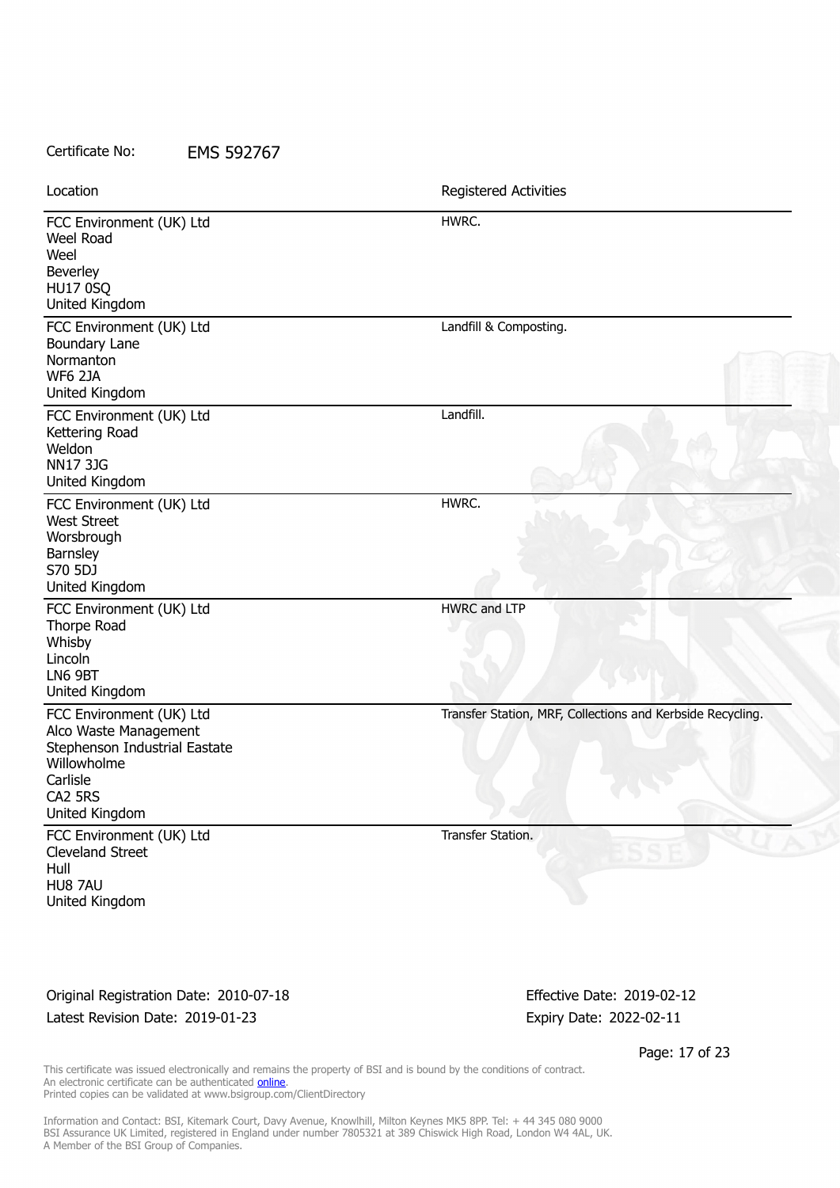Certificate No: EMS 592767

| Location | Registered Activities |
| --- | --- |
| FCC Environment (UK) Ltd<br>Weel Road<br>Weel<br>Beverley<br>HU17 0SQ<br>United Kingdom | HWRC. |
| FCC Environment (UK) Ltd<br>Boundary Lane<br>Normanton<br>WF6 2JA<br>United Kingdom | Landfill & Composting. |
| FCC Environment (UK) Ltd<br>Kettering Road<br>Weldon<br>NN17 3JG<br>United Kingdom | Landfill. |
| FCC Environment (UK) Ltd<br>West Street<br>Worsbrough<br>Barnsley<br>S70 5DJ<br>United Kingdom | HWRC. |
| FCC Environment (UK) Ltd<br>Thorpe Road<br>Whisby<br>Lincoln<br>LN6 9BT<br>United Kingdom | HWRC and LTP |
| FCC Environment (UK) Ltd<br>Alco Waste Management<br>Stephenson Industrial Eastate<br>Willowholme<br>Carlisle<br>CA2 5RS<br>United Kingdom | Transfer Station, MRF, Collections and Kerbside Recycling. |
| FCC Environment (UK) Ltd<br>Cleveland Street<br>Hull<br>HU8 7AU<br>United Kingdom | Transfer Station. |

Original Registration Date: 2010-07-18
Latest Revision Date: 2019-01-23

Effective Date: 2019-02-12
Expiry Date: 2022-02-11

This certificate was issued electronically and remains the property of BSI and is bound by the conditions of contract.
An electronic certificate can be authenticated online.
Printed copies can be validated at www.bsigroup.com/ClientDirectory

Information and Contact: BSI, Kitemark Court, Davy Avenue, Knowlhill, Milton Keynes MK5 8PP. Tel: + 44 345 080 9000
BSI Assurance UK Limited, registered in England under number 7805321 at 389 Chiswick High Road, London W4 4AL, UK.
A Member of the BSI Group of Companies.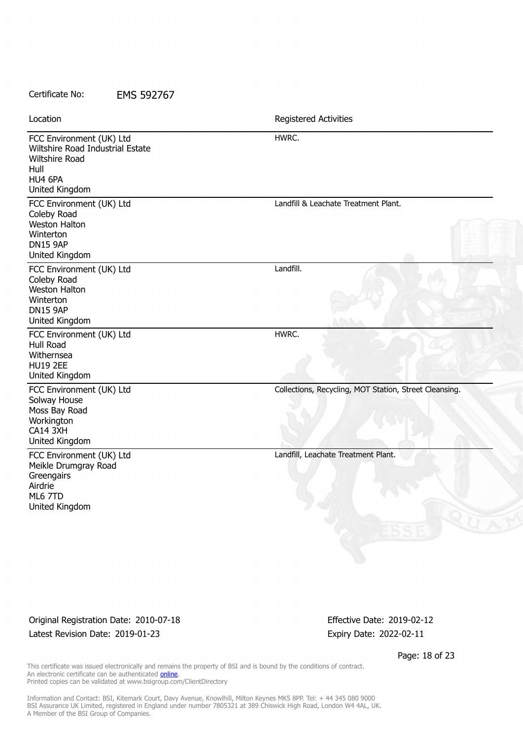Certificate No: EMS 592767

| Location | Registered Activities |
| --- | --- |
| FCC Environment (UK) Ltd<br>Wiltshire Road Industrial Estate<br>Wiltshire Road<br>Hull<br>HU4 6PA<br>United Kingdom | HWRC. |
| FCC Environment (UK) Ltd<br>Coleby Road<br>Weston Halton<br>Winterton<br>DN15 9AP<br>United Kingdom | Landfill & Leachate Treatment Plant. |
| FCC Environment (UK) Ltd<br>Coleby Road<br>Weston Halton<br>Winterton<br>DN15 9AP<br>United Kingdom | Landfill. |
| FCC Environment (UK) Ltd<br>Hull Road<br>Withernsea<br>HU19 2EE<br>United Kingdom | HWRC. |
| FCC Environment (UK) Ltd<br>Solway House<br>Moss Bay Road<br>Workington<br>CA14 3XH<br>United Kingdom | Collections, Recycling, MOT Station, Street Cleansing. |
| FCC Environment (UK) Ltd<br>Meikle Drumgray Road<br>Greengairs<br>Airdrie<br>ML6 7TD<br>United Kingdom | Landfill, Leachate Treatment Plant. |

Original Registration Date: 2010-07-18
Latest Revision Date: 2019-01-23

Effective Date: 2019-02-12
Expiry Date: 2022-02-11

This certificate was issued electronically and remains the property of BSI and is bound by the conditions of contract.
An electronic certificate can be authenticated online.
Printed copies can be validated at www.bsigroup.com/ClientDirectory

Information and Contact: BSI, Kitemark Court, Davy Avenue, Knowlhill, Milton Keynes MK5 8PP. Tel: + 44 345 080 9000
BSI Assurance UK Limited, registered in England under number 7805321 at 389 Chiswick High Road, London W4 4AL, UK.
A Member of the BSI Group of Companies.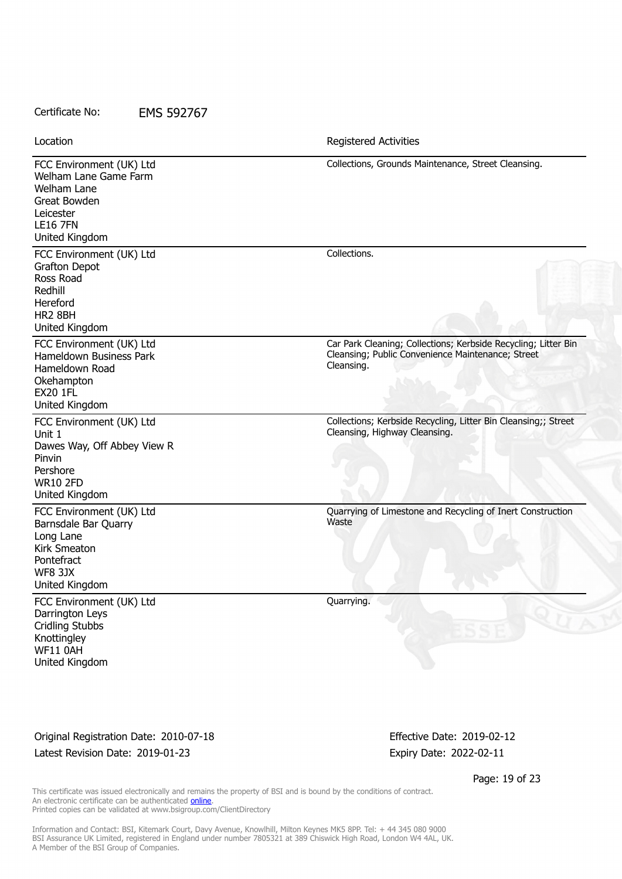Certificate No: EMS 592767

| Location | Registered Activities |
| --- | --- |
| FCC Environment (UK) Ltd<br>Welham Lane Game Farm<br>Welham Lane<br>Great Bowden<br>Leicester<br>LE16 7FN<br>United Kingdom | Collections, Grounds Maintenance, Street Cleansing. |
| FCC Environment (UK) Ltd<br>Grafton Depot<br>Ross Road<br>Redhill<br>Hereford<br>HR2 8BH<br>United Kingdom | Collections. |
| FCC Environment (UK) Ltd<br>Hameldown Business Park<br>Hameldown Road<br>Okehampton<br>EX20 1FL<br>United Kingdom | Car Park Cleaning; Collections; Kerbside Recycling; Litter Bin Cleansing; Public Convenience Maintenance; Street Cleansing. |
| FCC Environment (UK) Ltd<br>Unit 1<br>Dawes Way, Off Abbey View R<br>Pinvin<br>Pershore<br>WR10 2FD<br>United Kingdom | Collections; Kerbside Recycling, Litter Bin Cleansing;; Street Cleansing, Highway Cleansing. |
| FCC Environment (UK) Ltd<br>Barnsdale Bar Quarry<br>Long Lane<br>Kirk Smeaton<br>Pontefract<br>WF8 3JX<br>United Kingdom | Quarrying of Limestone and Recycling of Inert Construction Waste |
| FCC Environment (UK) Ltd<br>Darrington Leys<br>Cridling Stubbs<br>Knottingley<br>WF11 0AH<br>United Kingdom | Quarrying. |

Original Registration Date: 2010-07-18
Latest Revision Date: 2019-01-23

Effective Date: 2019-02-12
Expiry Date: 2022-02-11

This certificate was issued electronically and remains the property of BSI and is bound by the conditions of contract.
An electronic certificate can be authenticated online.
Printed copies can be validated at www.bsigroup.com/ClientDirectory

Information and Contact: BSI, Kitemark Court, Davy Avenue, Knowlhill, Milton Keynes MK5 8PP. Tel: + 44 345 080 9000
BSI Assurance UK Limited, registered in England under number 7805321 at 389 Chiswick High Road, London W4 4AL, UK.
A Member of the BSI Group of Companies.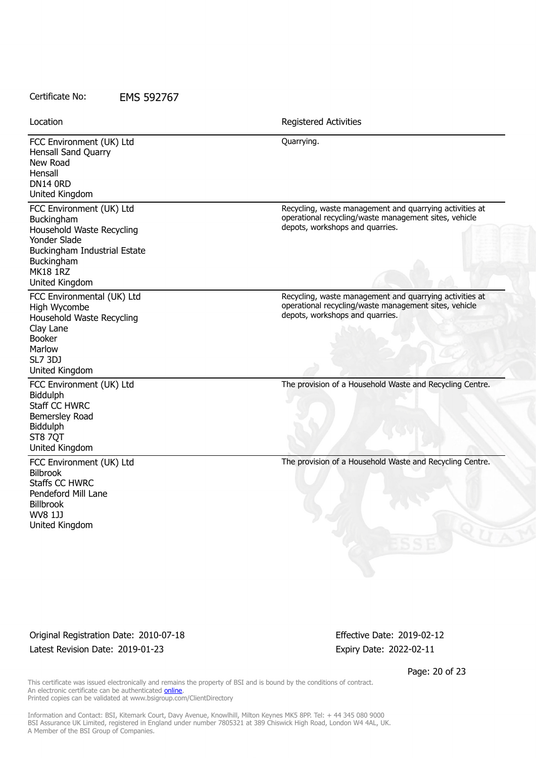Certificate No: EMS 592767

| Location | Registered Activities |
| --- | --- |
| FCC Environment (UK) Ltd<br>Hensall Sand Quarry<br>New Road<br>Hensall<br>DN14 0RD<br>United Kingdom | Quarrying. |
| FCC Environment (UK) Ltd<br>Buckingham<br>Household Waste Recycling<br>Yonder Slade<br>Buckingham Industrial Estate<br>Buckingham<br>MK18 1RZ<br>United Kingdom | Recycling, waste management and quarrying activities at operational recycling/waste management sites, vehicle depots, workshops and quarries. |
| FCC Environmental (UK) Ltd<br>High Wycombe<br>Household Waste Recycling<br>Clay Lane<br>Booker<br>Marlow<br>SL7 3DJ<br>United Kingdom | Recycling, waste management and quarrying activities at operational recycling/waste management sites, vehicle depots, workshops and quarries. |
| FCC Environment (UK) Ltd<br>Biddulph<br>Staff CC HWRC<br>Bemersley Road<br>Biddulph<br>ST8 7QT<br>United Kingdom | The provision of a Household Waste and Recycling Centre. |
| FCC Environment (UK) Ltd<br>Bilbrook<br>Staffs CC HWRC<br>Pendeford Mill Lane<br>Billbrook<br>WV8 1JJ<br>United Kingdom | The provision of a Household Waste and Recycling Centre. |

Original Registration Date: 2010-07-18
Latest Revision Date: 2019-01-23

Effective Date: 2019-02-12
Expiry Date: 2022-02-11

This certificate was issued electronically and remains the property of BSI and is bound by the conditions of contract.
An electronic certificate can be authenticated online.
Printed copies can be validated at www.bsigroup.com/ClientDirectory

Information and Contact: BSI, Kitemark Court, Davy Avenue, Knowlhill, Milton Keynes MK5 8PP. Tel: + 44 345 080 9000
BSI Assurance UK Limited, registered in England under number 7805321 at 389 Chiswick High Road, London W4 4AL, UK.
A Member of the BSI Group of Companies.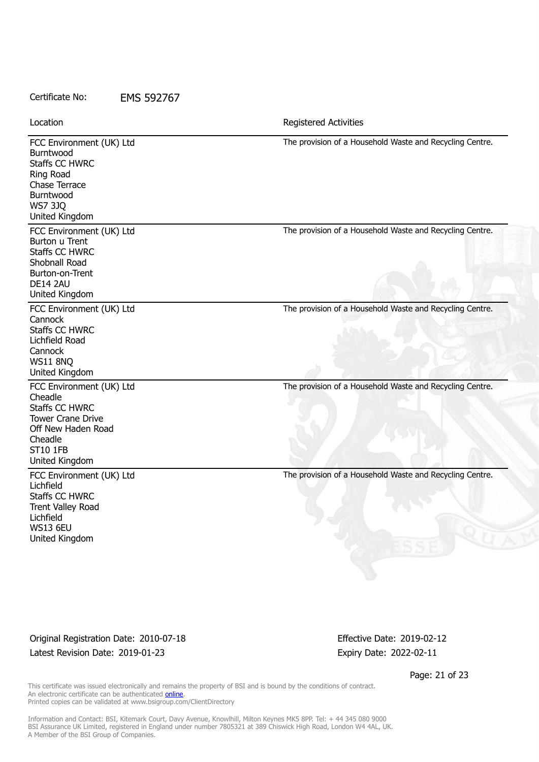Certificate No: EMS 592767

| Location | Registered Activities |
|---|---|
| FCC Environment (UK) Ltd<br>Burntwood<br>Staffs CC HWRC<br>Ring Road<br>Chase Terrace<br>Burntwood<br>WS7 3JQ<br>United Kingdom | The provision of a Household Waste and Recycling Centre. |
| FCC Environment (UK) Ltd<br>Burton u Trent<br>Staffs CC HWRC<br>Shobnall Road<br>Burton-on-Trent<br>DE14 2AU<br>United Kingdom | The provision of a Household Waste and Recycling Centre. |
| FCC Environment (UK) Ltd<br>Cannock<br>Staffs CC HWRC<br>Lichfield Road<br>Cannock<br>WS11 8NQ<br>United Kingdom | The provision of a Household Waste and Recycling Centre. |
| FCC Environment (UK) Ltd<br>Cheadle<br>Staffs CC HWRC<br>Tower Crane Drive<br>Off New Haden Road<br>Cheadle<br>ST10 1FB<br>United Kingdom | The provision of a Household Waste and Recycling Centre. |
| FCC Environment (UK) Ltd<br>Lichfield<br>Staffs CC HWRC<br>Trent Valley Road<br>Lichfield<br>WS13 6EU<br>United Kingdom | The provision of a Household Waste and Recycling Centre. |

Original Registration Date: 2010-07-18
Latest Revision Date: 2019-01-23

Effective Date: 2019-02-12
Expiry Date: 2022-02-11

This certificate was issued electronically and remains the property of BSI and is bound by the conditions of contract.
An electronic certificate can be authenticated online.
Printed copies can be validated at www.bsigroup.com/ClientDirectory

Information and Contact: BSI, Kitemark Court, Davy Avenue, Knowlhill, Milton Keynes MK5 8PP. Tel: + 44 345 080 9000
BSI Assurance UK Limited, registered in England under number 7805321 at 389 Chiswick High Road, London W4 4AL, UK.
A Member of the BSI Group of Companies.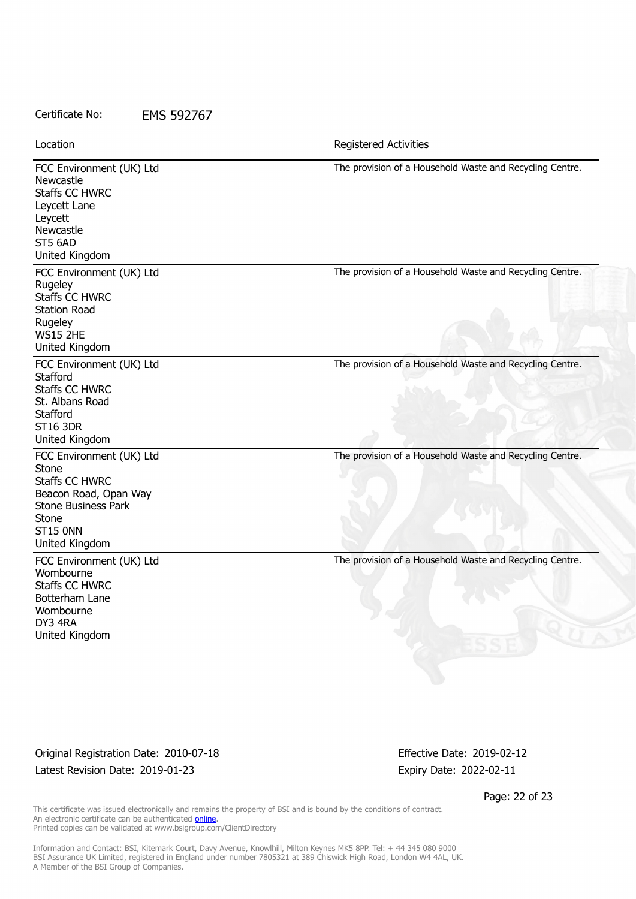Certificate No: EMS 592767

| Location | Registered Activities |
| --- | --- |
| FCC Environment (UK) Ltd<br>Newcastle<br>Staffs CC HWRC<br>Leycett Lane<br>Leycett<br>Newcastle<br>ST5 6AD<br>United Kingdom | The provision of a Household Waste and Recycling Centre. |
| FCC Environment (UK) Ltd<br>Rugeley<br>Staffs CC HWRC<br>Station Road<br>Rugeley<br>WS15 2HE<br>United Kingdom | The provision of a Household Waste and Recycling Centre. |
| FCC Environment (UK) Ltd<br>Stafford<br>Staffs CC HWRC<br>St. Albans Road<br>Stafford<br>ST16 3DR<br>United Kingdom | The provision of a Household Waste and Recycling Centre. |
| FCC Environment (UK) Ltd<br>Stone<br>Staffs CC HWRC<br>Beacon Road, Opan Way<br>Stone Business Park<br>Stone<br>ST15 0NN<br>United Kingdom | The provision of a Household Waste and Recycling Centre. |
| FCC Environment (UK) Ltd<br>Wombourne<br>Staffs CC HWRC<br>Botterham Lane<br>Wombourne<br>DY3 4RA<br>United Kingdom | The provision of a Household Waste and Recycling Centre. |

Original Registration Date: 2010-07-18

Latest Revision Date: 2019-01-23

Effective Date: 2019-02-12

Expiry Date: 2022-02-11

This certificate was issued electronically and remains the property of BSI and is bound by the conditions of contract.
An electronic certificate can be authenticated online.
Printed copies can be validated at www.bsigroup.com/ClientDirectory

Information and Contact: BSI, Kitemark Court, Davy Avenue, Knowlhill, Milton Keynes MK5 8PP. Tel: + 44 345 080 9000
BSI Assurance UK Limited, registered in England under number 7805321 at 389 Chiswick High Road, London W4 4AL, UK.
A Member of the BSI Group of Companies.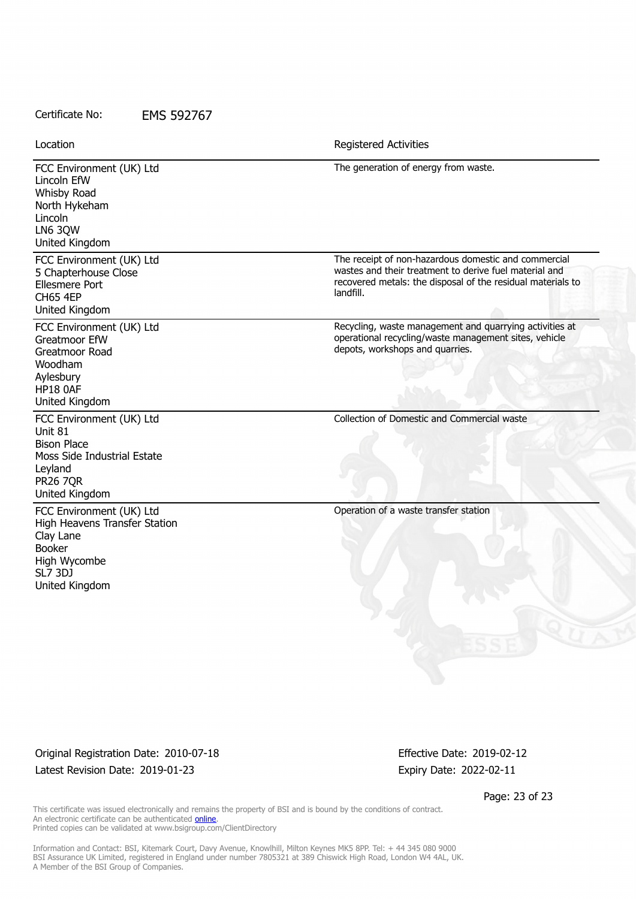Certificate No: EMS 592767

| Location | Registered Activities |
| --- | --- |
| FCC Environment (UK) Ltd<br>Lincoln EfW<br>Whisby Road<br>North Hykeham<br>Lincoln<br>LN6 3QW<br>United Kingdom | The generation of energy from waste. |
| FCC Environment (UK) Ltd<br>5 Chapterhouse Close<br>Ellesmere Port<br>CH65 4EP<br>United Kingdom | The receipt of non-hazardous domestic and commercial wastes and their treatment to derive fuel material and recovered metals: the disposal of the residual materials to landfill. |
| FCC Environment (UK) Ltd<br>Greatmoor EfW<br>Greatmoor Road<br>Woodham<br>Aylesbury<br>HP18 0AF<br>United Kingdom | Recycling, waste management and quarrying activities at operational recycling/waste management sites, vehicle depots, workshops and quarries. |
| FCC Environment (UK) Ltd<br>Unit 81<br>Bison Place<br>Moss Side Industrial Estate<br>Leyland<br>PR26 7QR<br>United Kingdom | Collection of Domestic and Commercial waste |
| FCC Environment (UK) Ltd<br>High Heavens Transfer Station<br>Clay Lane<br>Booker<br>High Wycombe<br>SL7 3DJ<br>United Kingdom | Operation of a waste transfer station |

Original Registration Date: 2010-07-18
Latest Revision Date: 2019-01-23

Effective Date: 2019-02-12
Expiry Date: 2022-02-11

This certificate was issued electronically and remains the property of BSI and is bound by the conditions of contract.
An electronic certificate can be authenticated online.
Printed copies can be validated at www.bsigroup.com/ClientDirectory

Information and Contact: BSI, Kitemark Court, Davy Avenue, Knowlhill, Milton Keynes MK5 8PP. Tel: + 44 345 080 9000
BSI Assurance UK Limited, registered in England under number 7805321 at 389 Chiswick High Road, London W4 4AL, UK.
A Member of the BSI Group of Companies.